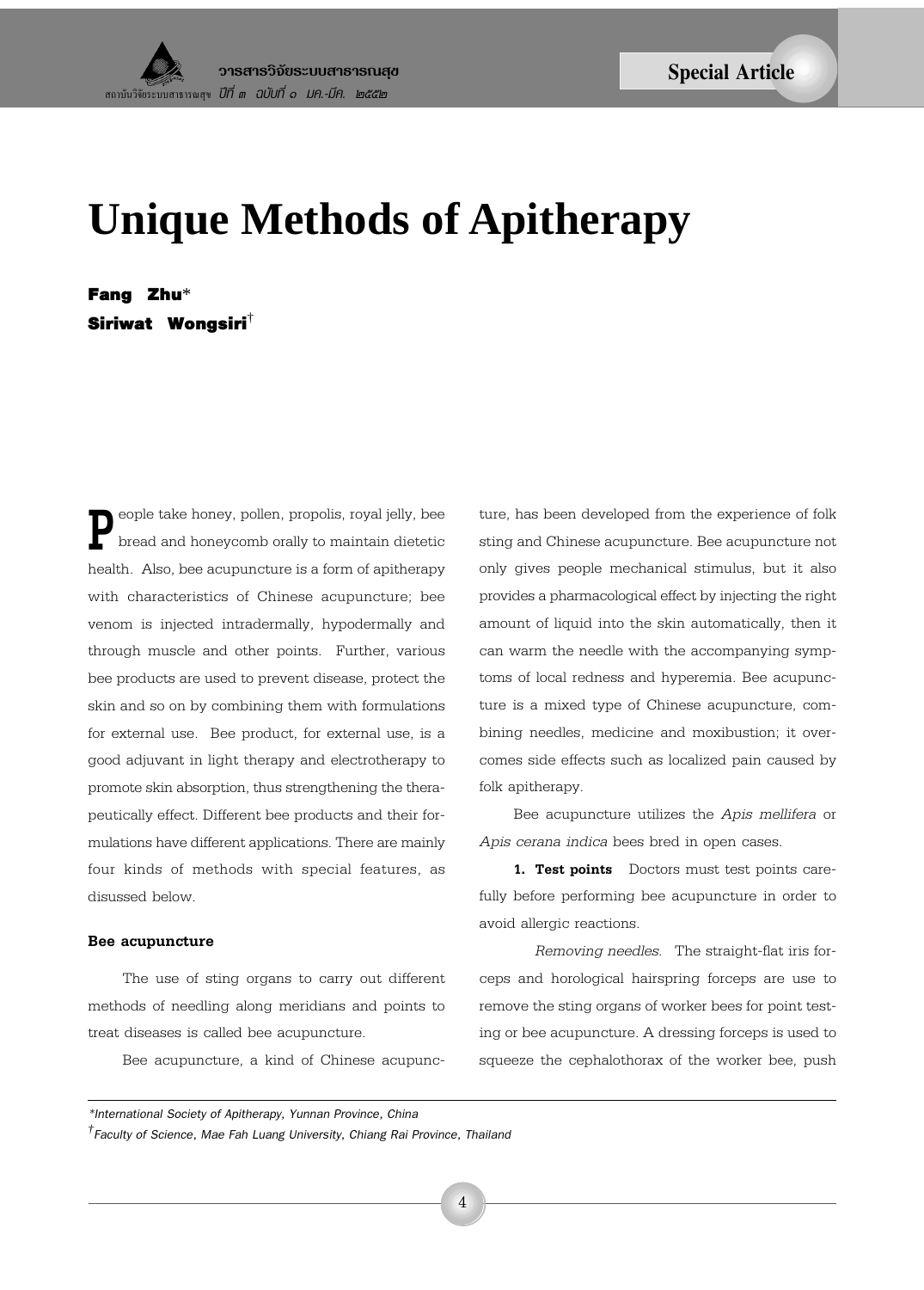# Unique Methods of Apitherapy

**Fang Zhu***
**Siriwat Wongsiri**[†]

People take honey, pollen, propolis, royal jelly, bee bread and honeycomb orally to maintain dietetic health. Also, bee acupuncture is a form of apitherapy with characteristics of Chinese acupuncture; bee venom is injected intradermally, hypodermally and through muscle and other points. Further, various bee products are used to prevent disease, protect the skin and so on by combining them with formulations for external use. Bee product, for external use, is a good adjuvant in light therapy and electrotherapy to promote skin absorption, thus strengthening the therapeutically effect. Different bee products and their formulations have different applications. There are mainly four kinds of methods with special features, as disussed below.

**Bee acupuncture**

The use of sting organs to carry out different methods of needling along meridians and points to treat diseases is called bee acupuncture.

Bee acupuncture, a kind of Chinese acupuncture, has been developed from the experience of folk sting and Chinese acupuncture. Bee acupuncture not only gives people mechanical stimulus, but it also provides a pharmacological effect by injecting the right amount of liquid into the skin automatically, then it can warm the needle with the accompanying symptoms of local redness and hyperemia. Bee acupuncture is a mixed type of Chinese acupuncture, combining needles, medicine and moxibustion; it overcomes side effects such as localized pain caused by folk apitherapy.

Bee acupuncture utilizes the *Apis mellifera* or *Apis cerana indica* bees bred in open cases.

**1. Test points** Doctors must test points carefully before performing bee acupuncture in order to avoid allergic reactions.

*Removing needles.* The straight-flat iris forceps and horological hairspring forceps are use to remove the sting organs of worker bees for point testing or bee acupuncture. A dressing forceps is used to squeeze the cephalothorax of the worker bee, push

---

*International Society of Apitherapy, Yunnan Province, China

[†]Faculty of Science, Mae Fah Luang University, Chiang Rai Province, Thailand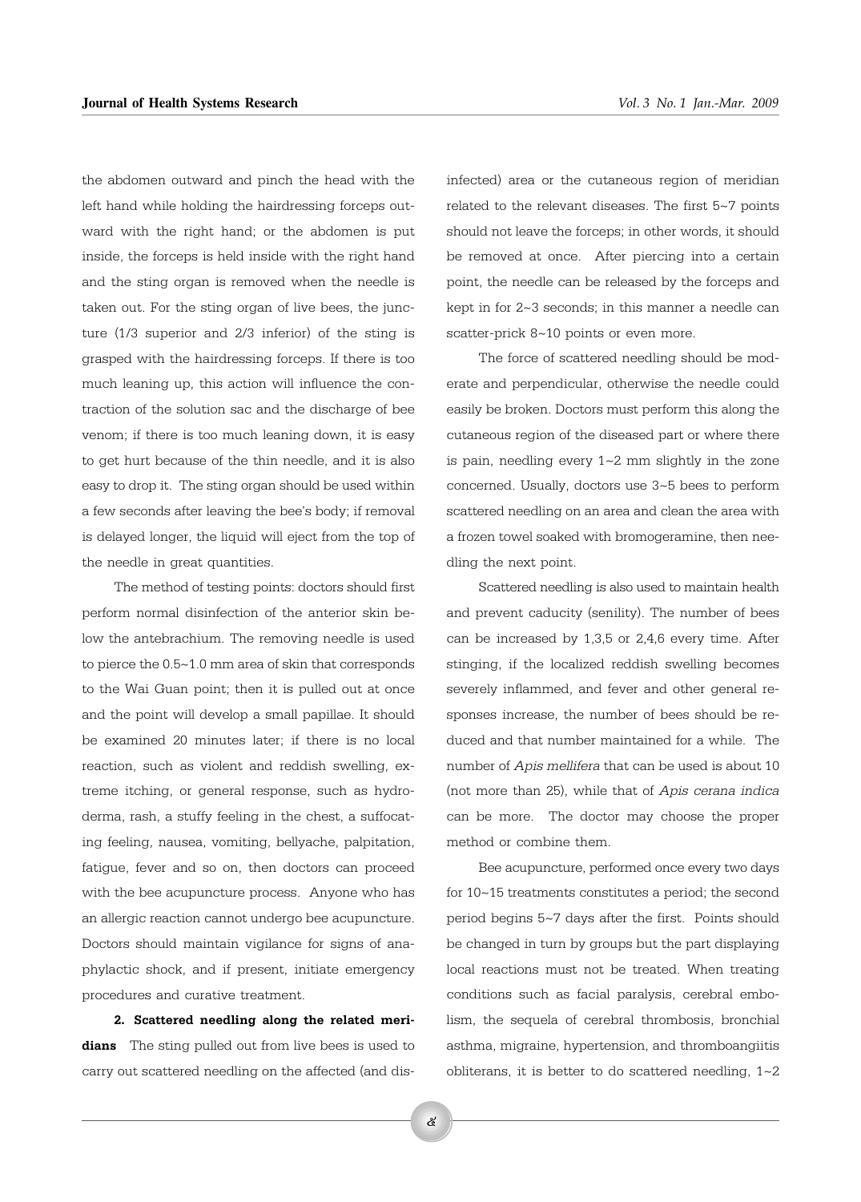the abdomen outward and pinch the head with the left hand while holding the hairdressing forceps outward with the right hand; or the abdomen is put inside, the forceps is held inside with the right hand and the sting organ is removed when the needle is taken out. For the sting organ of live bees, the juncture (1/3 superior and 2/3 inferior) of the sting is grasped with the hairdressing forceps. If there is too much leaning up, this action will influence the contraction of the solution sac and the discharge of bee venom; if there is too much leaning down, it is easy to get hurt because of the thin needle, and it is also easy to drop it. The sting organ should be used within a few seconds after leaving the bee's body; if removal is delayed longer, the liquid will eject from the top of the needle in great quantities.

The method of testing points: doctors should first perform normal disinfection of the anterior skin below the antebrachium. The removing needle is used to pierce the 0.5~1.0 mm area of skin that corresponds to the Wai Guan point; then it is pulled out at once and the point will develop a small papillae. It should be examined 20 minutes later; if there is no local reaction, such as violent and reddish swelling, extreme itching, or general response, such as hydroderma, rash, a stuffy feeling in the chest, a suffocating feeling, nausea, vomiting, bellyache, palpitation, fatigue, fever and so on, then doctors can proceed with the bee acupuncture process. Anyone who has an allergic reaction cannot undergo bee acupuncture. Doctors should maintain vigilance for signs of anaphylactic shock, and if present, initiate emergency procedures and curative treatment.

**2. Scattered needling along the related meridians** The sting pulled out from live bees is used to carry out scattered needling on the affected (and disinfected) area or the cutaneous region of meridian related to the relevant diseases. The first 5~7 points should not leave the forceps; in other words, it should be removed at once. After piercing into a certain point, the needle can be released by the forceps and kept in for 2~3 seconds; in this manner a needle can scatter-prick 8~10 points or even more.

The force of scattered needling should be moderate and perpendicular, otherwise the needle could easily be broken. Doctors must perform this along the cutaneous region of the diseased part or where there is pain, needling every 1~2 mm slightly in the zone concerned. Usually, doctors use 3~5 bees to perform scattered needling on an area and clean the area with a frozen towel soaked with bromogeramine, then needling the next point.

Scattered needling is also used to maintain health and prevent caducity (senility). The number of bees can be increased by 1,3,5 or 2,4,6 every time. After stinging, if the localized reddish swelling becomes severely inflammed, and fever and other general responses increase, the number of bees should be reduced and that number maintained for a while. The number of *Apis mellifera* that can be used is about 10 (not more than 25), while that of *Apis cerana indica* can be more. The doctor may choose the proper method or combine them.

Bee acupuncture, performed once every two days for 10~15 treatments constitutes a period; the second period begins 5~7 days after the first. Points should be changed in turn by groups but the part displaying local reactions must not be treated. When treating conditions such as facial paralysis, cerebral embolism, the sequela of cerebral thrombosis, bronchial asthma, migraine, hypertension, and thromboangiitis obliterans, it is better to do scattered needling, 1~2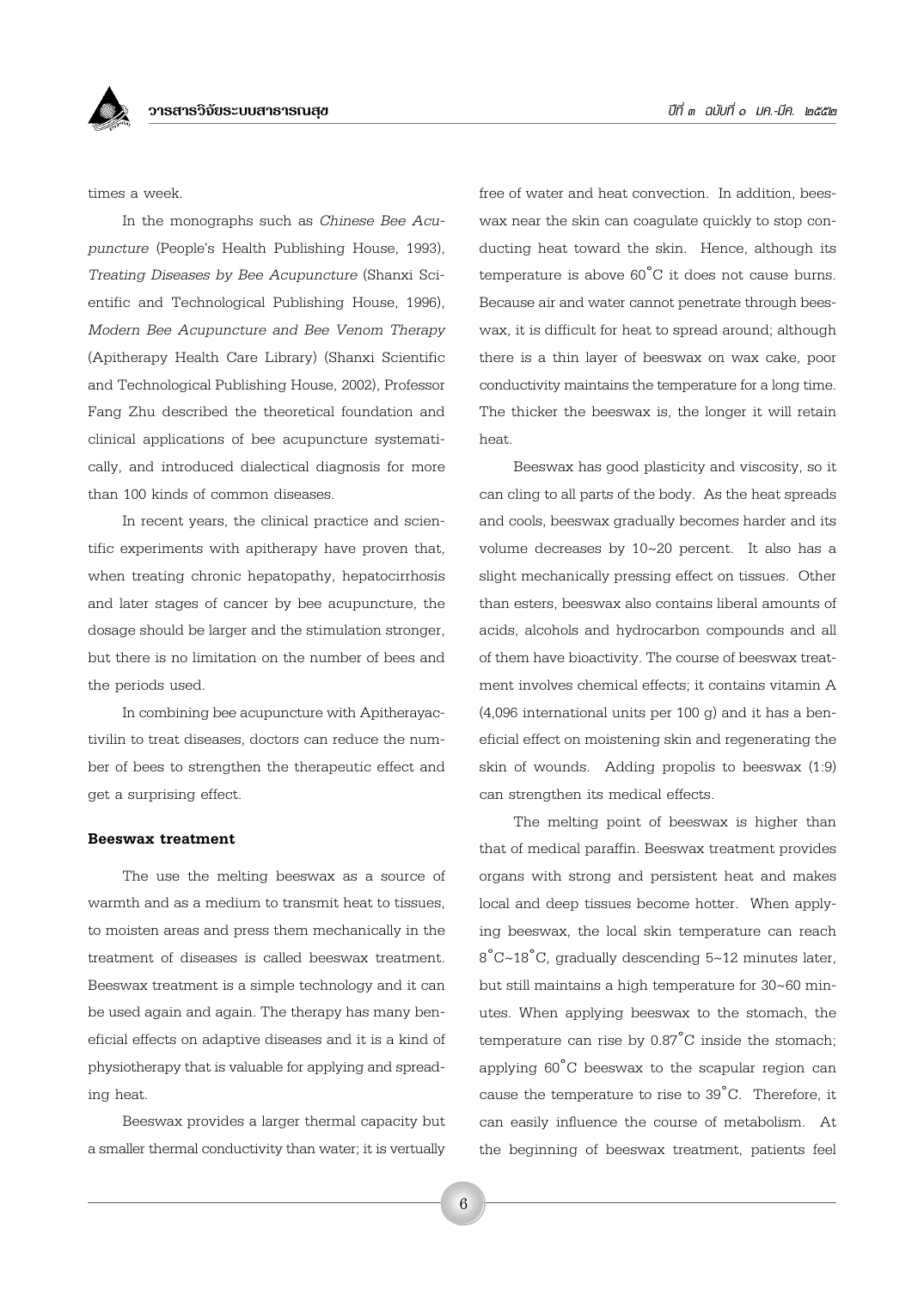times a week.

In the monographs such as *Chinese Bee Acupuncture* (People's Health Publishing House, 1993), *Treating Diseases by Bee Acupuncture* (Shanxi Scientific and Technological Publishing House, 1996), *Modern Bee Acupuncture and Bee Venom Therapy* (Apitherapy Health Care Library) (Shanxi Scientific and Technological Publishing House, 2002), Professor Fang Zhu described the theoretical foundation and clinical applications of bee acupuncture systematically, and introduced dialectical diagnosis for more than 100 kinds of common diseases.

In recent years, the clinical practice and scientific experiments with apitherapy have proven that, when treating chronic hepatopathy, hepatocirrhosis and later stages of cancer by bee acupuncture, the dosage should be larger and the stimulation stronger, but there is no limitation on the number of bees and the periods used.

In combining bee acupuncture with Apitherayactivilin to treat diseases, doctors can reduce the number of bees to strengthen the therapeutic effect and get a surprising effect.

**Beeswax treatment**

The use the melting beeswax as a source of warmth and as a medium to transmit heat to tissues, to moisten areas and press them mechanically in the treatment of diseases is called beeswax treatment. Beeswax treatment is a simple technology and it can be used again and again. The therapy has many beneficial effects on adaptive diseases and it is a kind of physiotherapy that is valuable for applying and spreading heat.

Beeswax provides a larger thermal capacity but a smaller thermal conductivity than water; it is virtually free of water and heat convection. In addition, beeswax near the skin can coagulate quickly to stop conducting heat toward the skin. Hence, although its temperature is above 60˚C it does not cause burns. Because air and water cannot penetrate through beeswax, it is difficult for heat to spread around; although there is a thin layer of beeswax on wax cake, poor conductivity maintains the temperature for a long time. The thicker the beeswax is, the longer it will retain heat.

Beeswax has good plasticity and viscosity, so it can cling to all parts of the body. As the heat spreads and cools, beeswax gradually becomes harder and its volume decreases by 10~20 percent. It also has a slight mechanically pressing effect on tissues. Other than esters, beeswax also contains liberal amounts of acids, alcohols and hydrocarbon compounds and all of them have bioactivity. The course of beeswax treatment involves chemical effects; it contains vitamin A (4,096 international units per 100 g) and it has a beneficial effect on moistening skin and regenerating the skin of wounds. Adding propolis to beeswax (1:9) can strengthen its medical effects.

The melting point of beeswax is higher than that of medical paraffin. Beeswax treatment provides organs with strong and persistent heat and makes local and deep tissues become hotter. When applying beeswax, the local skin temperature can reach 8˚C~18˚C, gradually descending 5~12 minutes later, but still maintains a high temperature for 30~60 minutes. When applying beeswax to the stomach, the temperature can rise by 0.87˚C inside the stomach; applying 60˚C beeswax to the scapular region can cause the temperature to rise to 39˚C. Therefore, it can easily influence the course of metabolism. At the beginning of beeswax treatment, patients feel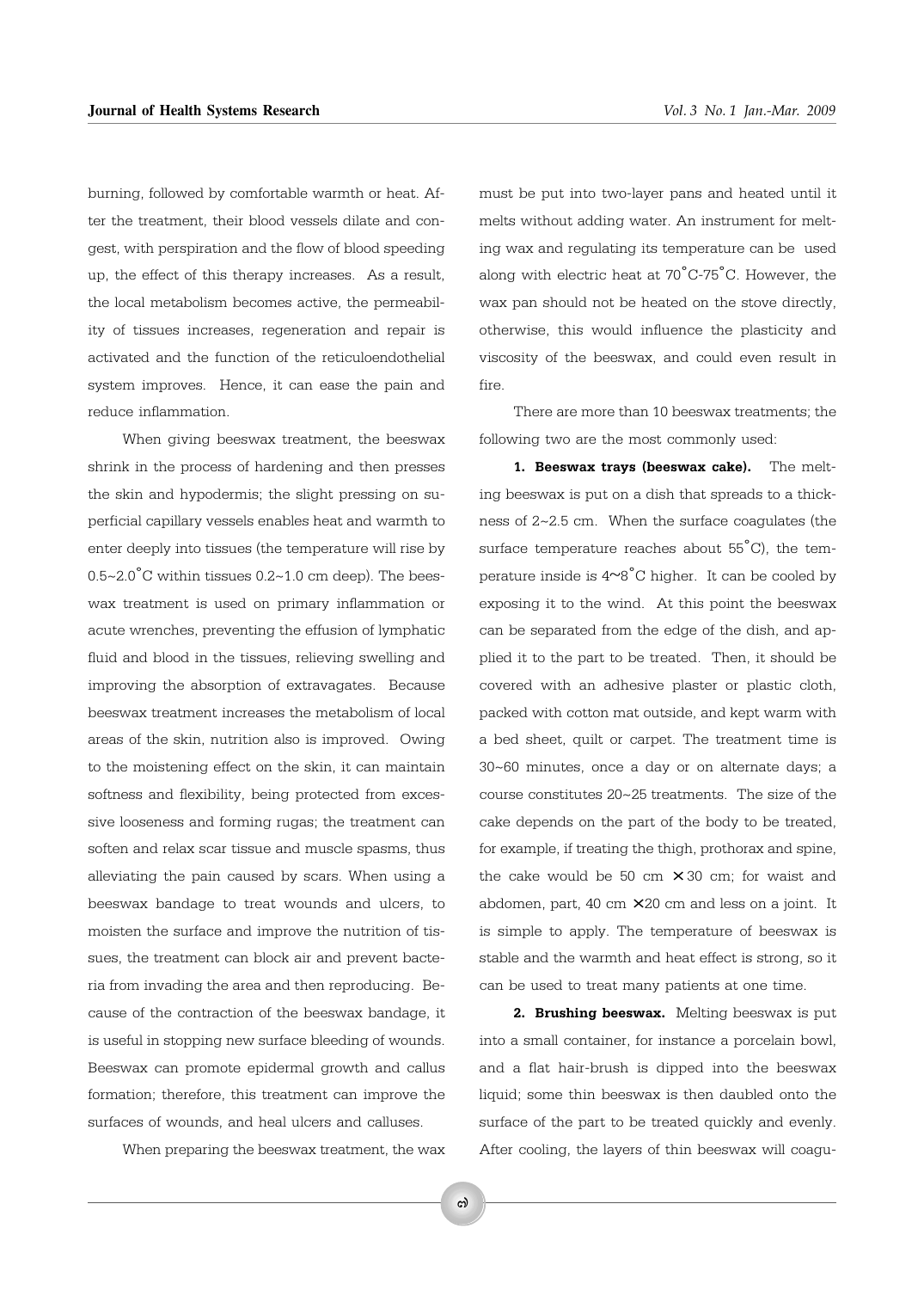burning, followed by comfortable warmth or heat. After the treatment, their blood vessels dilate and congest, with perspiration and the flow of blood speeding up, the effect of this therapy increases. As a result, the local metabolism becomes active, the permeability of tissues increases, regeneration and repair is activated and the function of the reticuloendothelial system improves. Hence, it can ease the pain and reduce inflammation.

When giving beeswax treatment, the beeswax shrink in the process of hardening and then presses the skin and hypodermis; the slight pressing on superficial capillary vessels enables heat and warmth to enter deeply into tissues (the temperature will rise by 0.5~2.0˚C within tissues 0.2~1.0 cm deep). The beeswax treatment is used on primary inflammation or acute wrenches, preventing the effusion of lymphatic fluid and blood in the tissues, relieving swelling and improving the absorption of extravagates. Because beeswax treatment increases the metabolism of local areas of the skin, nutrition also is improved. Owing to the moistening effect on the skin, it can maintain softness and flexibility, being protected from excessive looseness and forming rugas; the treatment can soften and relax scar tissue and muscle spasms, thus alleviating the pain caused by scars. When using a beeswax bandage to treat wounds and ulcers, to moisten the surface and improve the nutrition of tissues, the treatment can block air and prevent bacteria from invading the area and then reproducing. Because of the contraction of the beeswax bandage, it is useful in stopping new surface bleeding of wounds. Beeswax can promote epidermal growth and callus formation; therefore, this treatment can improve the surfaces of wounds, and heal ulcers and calluses.

When preparing the beeswax treatment, the wax must be put into two-layer pans and heated until it melts without adding water. An instrument for melting wax and regulating its temperature can be used along with electric heat at 70˚C-75˚C. However, the wax pan should not be heated on the stove directly, otherwise, this would influence the plasticity and viscosity of the beeswax, and could even result in fire.

There are more than 10 beeswax treatments; the following two are the most commonly used:

**1. Beeswax trays (beeswax cake).** The melting beeswax is put on a dish that spreads to a thickness of 2~2.5 cm. When the surface coagulates (the surface temperature reaches about 55˚C), the temperature inside is 4~8˚C higher. It can be cooled by exposing it to the wind. At this point the beeswax can be separated from the edge of the dish, and applied it to the part to be treated. Then, it should be covered with an adhesive plaster or plastic cloth, packed with cotton mat outside, and kept warm with a bed sheet, quilt or carpet. The treatment time is 30~60 minutes, once a day or on alternate days; a course constitutes 20~25 treatments. The size of the cake depends on the part of the body to be treated, for example, if treating the thigh, prothorax and spine, the cake would be 50 cm × 30 cm; for waist and abdomen, part, 40 cm ×20 cm and less on a joint. It is simple to apply. The temperature of beeswax is stable and the warmth and heat effect is strong, so it can be used to treat many patients at one time.

**2. Brushing beeswax.** Melting beeswax is put into a small container, for instance a porcelain bowl, and a flat hair-brush is dipped into the beeswax liquid; some thin beeswax is then daubled onto the surface of the part to be treated quickly and evenly. After cooling, the layers of thin beeswax will coagu-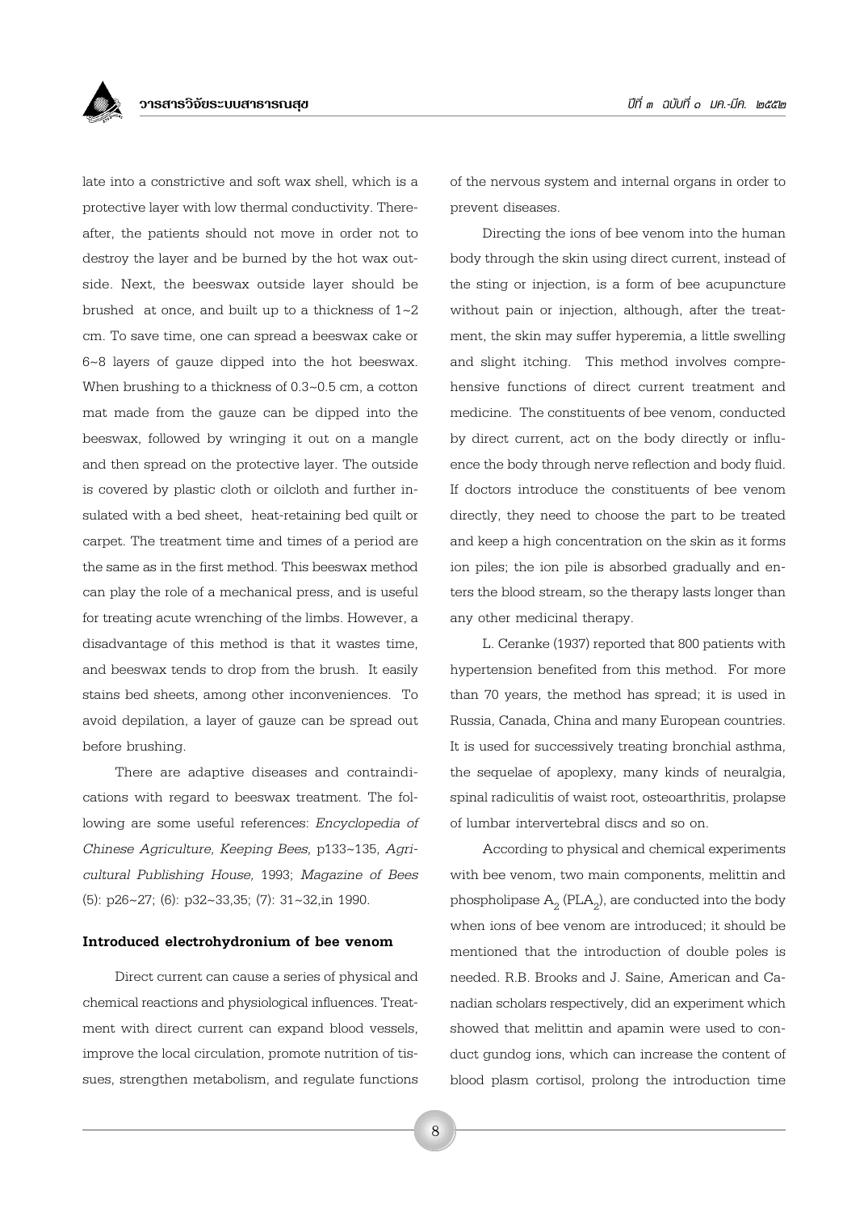late into a constrictive and soft wax shell, which is a protective layer with low thermal conductivity. Thereafter, the patients should not move in order not to destroy the layer and be burned by the hot wax outside. Next, the beeswax outside layer should be brushed at once, and built up to a thickness of 1~2 cm. To save time, one can spread a beeswax cake or 6~8 layers of gauze dipped into the hot beeswax. When brushing to a thickness of 0.3~0.5 cm, a cotton mat made from the gauze can be dipped into the beeswax, followed by wringing it out on a mangle and then spread on the protective layer. The outside is covered by plastic cloth or oilcloth and further insulated with a bed sheet, heat-retaining bed quilt or carpet. The treatment time and times of a period are the same as in the first method. This beeswax method can play the role of a mechanical press, and is useful for treating acute wrenching of the limbs. However, a disadvantage of this method is that it wastes time, and beeswax tends to drop from the brush. It easily stains bed sheets, among other inconveniences. To avoid depilation, a layer of gauze can be spread out before brushing.

There are adaptive diseases and contraindications with regard to beeswax treatment. The following are some useful references: *Encyclopedia of Chinese Agriculture, Keeping Bees,* p133~135, *Agricultural Publishing House,* 1993; *Magazine of Bees* (5): p26~27; (6): p32~33,35; (7): 31~32,in 1990.

### Introduced electrohydronium of bee venom

Direct current can cause a series of physical and chemical reactions and physiological influences. Treatment with direct current can expand blood vessels, improve the local circulation, promote nutrition of tissues, strengthen metabolism, and regulate functions of the nervous system and internal organs in order to prevent diseases.

Directing the ions of bee venom into the human body through the skin using direct current, instead of the sting or injection, is a form of bee acupuncture without pain or injection, although, after the treatment, the skin may suffer hyperemia, a little swelling and slight itching. This method involves comprehensive functions of direct current treatment and medicine. The constituents of bee venom, conducted by direct current, act on the body directly or influence the body through nerve reflection and body fluid. If doctors introduce the constituents of bee venom directly, they need to choose the part to be treated and keep a high concentration on the skin as it forms ion piles; the ion pile is absorbed gradually and enters the blood stream, so the therapy lasts longer than any other medicinal therapy.

L. Ceranke (1937) reported that 800 patients with hypertension benefited from this method. For more than 70 years, the method has spread; it is used in Russia, Canada, China and many European countries. It is used for successively treating bronchial asthma, the sequelae of apoplexy, many kinds of neuralgia, spinal radiculitis of waist root, osteoarthritis, prolapse of lumbar intervertebral discs and so on.

According to physical and chemical experiments with bee venom, two main components, melittin and phospholipase $A_2$ ($PLA_2$), are conducted into the body when ions of bee venom are introduced; it should be mentioned that the introduction of double poles is needed. R.B. Brooks and J. Saine, American and Canadian scholars respectively, did an experiment which showed that melittin and apamin were used to conduct gundog ions, which can increase the content of blood plasm cortisol, prolong the introduction time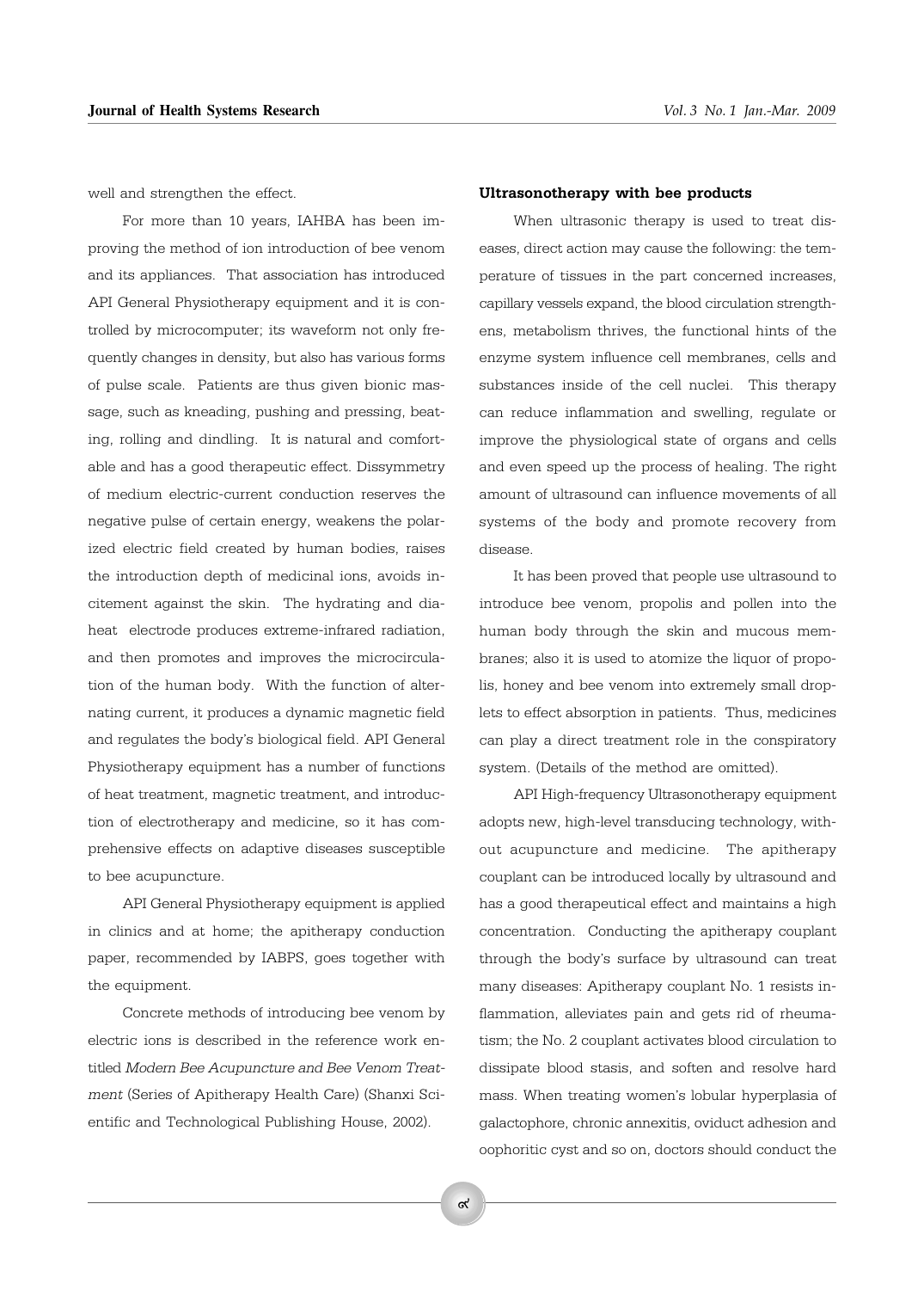well and strengthen the effect.

For more than 10 years, IAHBA has been improving the method of ion introduction of bee venom and its appliances. That association has introduced API General Physiotherapy equipment and it is controlled by microcomputer; its waveform not only frequently changes in density, but also has various forms of pulse scale. Patients are thus given bionic massage, such as kneading, pushing and pressing, beating, rolling and dindling. It is natural and comfortable and has a good therapeutic effect. Dissymmetry of medium electric-current conduction reserves the negative pulse of certain energy, weakens the polarized electric field created by human bodies, raises the introduction depth of medicinal ions, avoids incitement against the skin. The hydrating and diaheat electrode produces extreme-infrared radiation, and then promotes and improves the microcirculation of the human body. With the function of alternating current, it produces a dynamic magnetic field and regulates the body's biological field. API General Physiotherapy equipment has a number of functions of heat treatment, magnetic treatment, and introduction of electrotherapy and medicine, so it has comprehensive effects on adaptive diseases susceptible to bee acupuncture.

API General Physiotherapy equipment is applied in clinics and at home; the apitherapy conduction paper, recommended by IABPS, goes together with the equipment.

Concrete methods of introducing bee venom by electric ions is described in the reference work entitled *Modern Bee Acupuncture and Bee Venom Treatment* (Series of Apitherapy Health Care) (Shanxi Scientific and Technological Publishing House, 2002).

**Ultrasonotherapy with bee products**

When ultrasonic therapy is used to treat diseases, direct action may cause the following: the temperature of tissues in the part concerned increases, capillary vessels expand, the blood circulation strengthens, metabolism thrives, the functional hints of the enzyme system influence cell membranes, cells and substances inside of the cell nuclei. This therapy can reduce inflammation and swelling, regulate or improve the physiological state of organs and cells and even speed up the process of healing. The right amount of ultrasound can influence movements of all systems of the body and promote recovery from disease.

It has been proved that people use ultrasound to introduce bee venom, propolis and pollen into the human body through the skin and mucous membranes; also it is used to atomize the liquor of propolis, honey and bee venom into extremely small droplets to effect absorption in patients. Thus, medicines can play a direct treatment role in the conspiratory system. (Details of the method are omitted).

API High-frequency Ultrasonotherapy equipment adopts new, high-level transducing technology, without acupuncture and medicine. The apitherapy couplant can be introduced locally by ultrasound and has a good therapeutical effect and maintains a high concentration. Conducting the apitherapy couplant through the body's surface by ultrasound can treat many diseases: Apitherapy couplant No. 1 resists inflammation, alleviates pain and gets rid of rheumatism; the No. 2 couplant activates blood circulation to dissipate blood stasis, and soften and resolve hard mass. When treating women's lobular hyperplasia of galactophore, chronic annexitis, oviduct adhesion and oophoritic cyst and so on, doctors should conduct the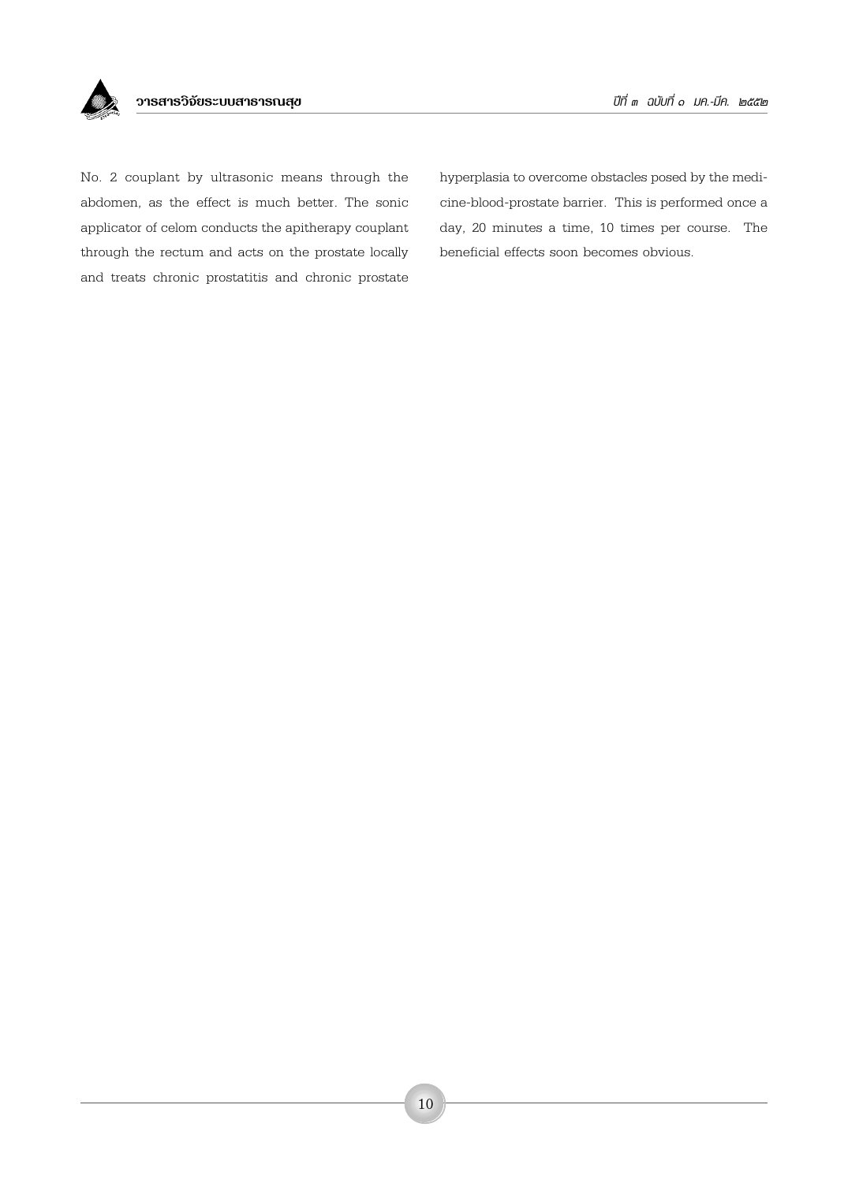No. 2 couplant by ultrasonic means through the abdomen, as the effect is much better. The sonic applicator of celom conducts the apitherapy couplant through the rectum and acts on the prostate locally and treats chronic prostatitis and chronic prostate hyperplasia to overcome obstacles posed by the medicine-blood-prostate barrier. This is performed once a day, 20 minutes a time, 10 times per course. The beneficial effects soon becomes obvious.